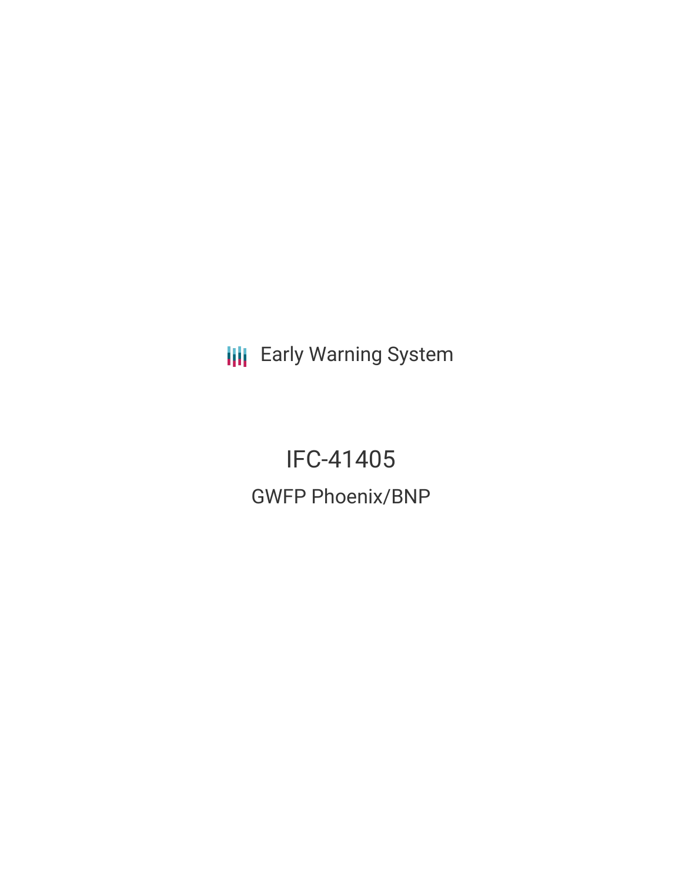Early Warning System

# IFC-41405

## GWFP Phoenix/BNP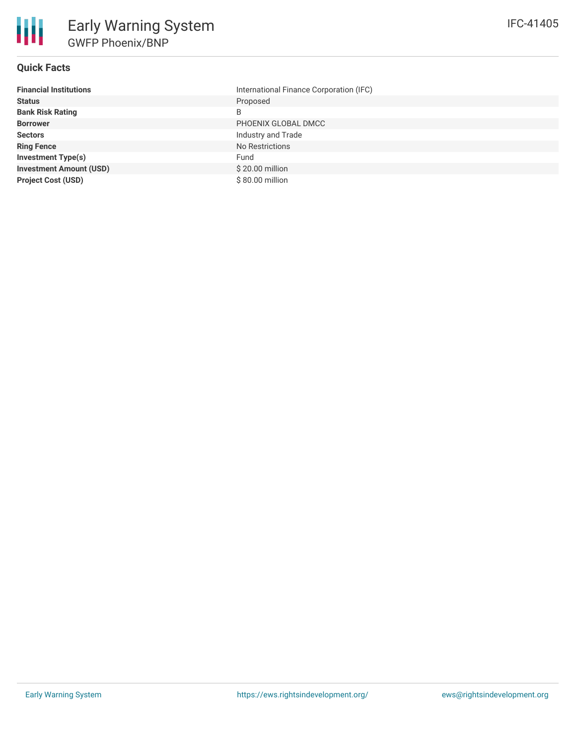# Early Warning System

## GWFP Phoenix/BNP

IFC-41405

### Quick Facts

| | |
|---|---|
| **Financial Institutions** | International Finance Corporation (IFC) |
| **Status** | Proposed |
| **Bank Risk Rating** | B |
| **Borrower** | PHOENIX GLOBAL DMCC |
| **Sectors** | Industry and Trade |
| **Ring Fence** | No Restrictions |
| **Investment Type(s)** | Fund |
| **Investment Amount (USD)** | $ 20.00 million |
| **Project Cost (USD)** | $ 80.00 million |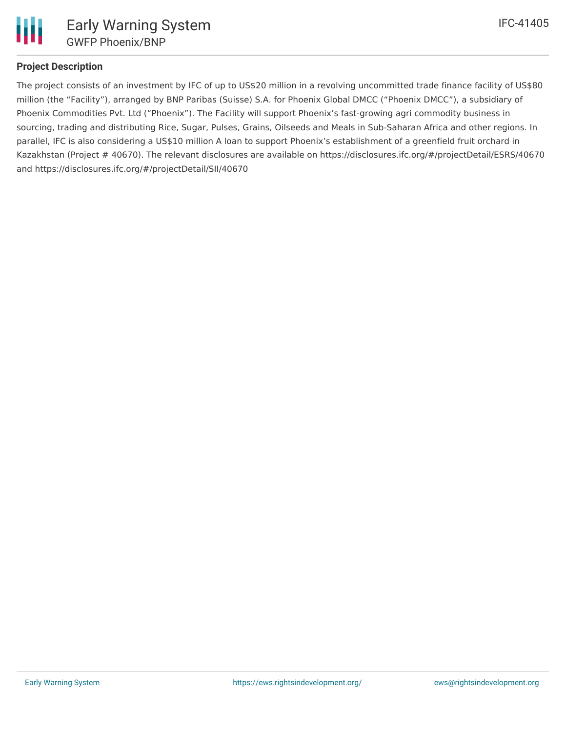## Project Description

The project consists of an investment by IFC of up to US$20 million in a revolving uncommitted trade finance facility of US$80 million (the “Facility”), arranged by BNP Paribas (Suisse) S.A. for Phoenix Global DMCC (“Phoenix DMCC”), a subsidiary of Phoenix Commodities Pvt. Ltd (“Phoenix”). The Facility will support Phoenix’s fast-growing agri commodity business in sourcing, trading and distributing Rice, Sugar, Pulses, Grains, Oilseeds and Meals in Sub-Saharan Africa and other regions. In parallel, IFC is also considering a US$10 million A loan to support Phoenix’s establishment of a greenfield fruit orchard in Kazakhstan (Project # 40670). The relevant disclosures are available on https://disclosures.ifc.org/#/projectDetail/ESRS/40670 and https://disclosures.ifc.org/#/projectDetail/SII/40670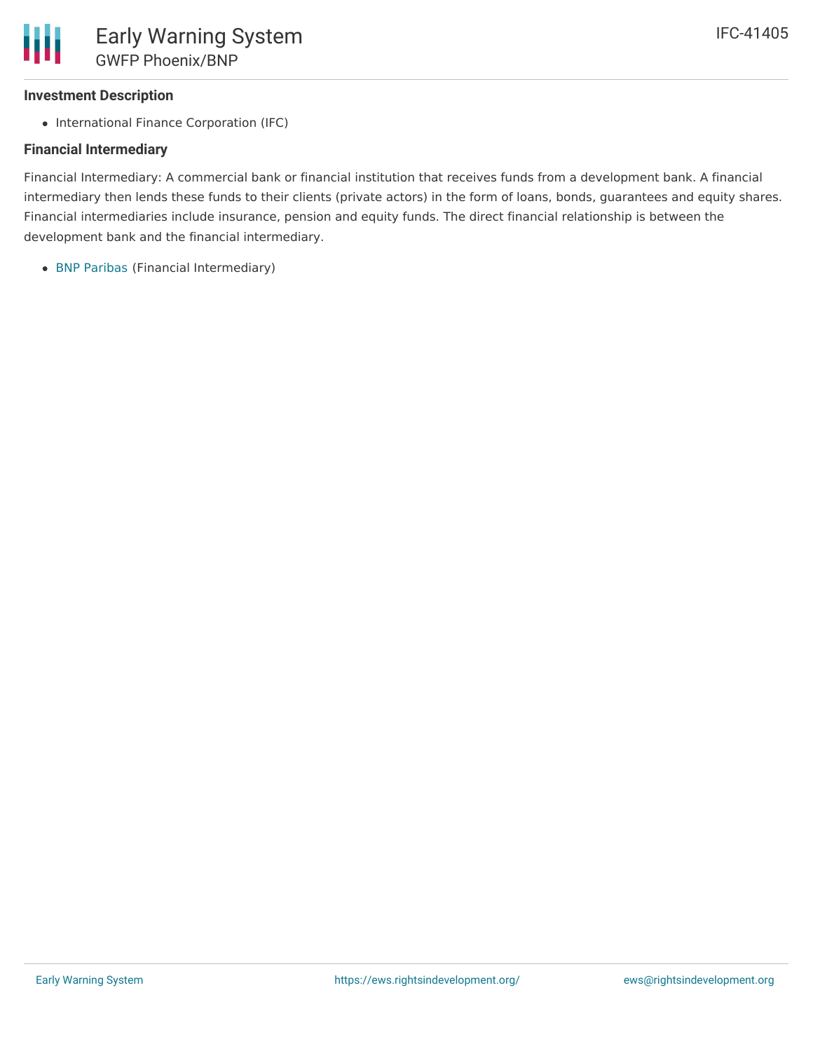### Investment Description

- International Finance Corporation (IFC)

### Financial Intermediary

Financial Intermediary: A commercial bank or financial institution that receives funds from a development bank. A financial intermediary then lends these funds to their clients (private actors) in the form of loans, bonds, guarantees and equity shares. Financial intermediaries include insurance, pension and equity funds. The direct financial relationship is between the development bank and the financial intermediary.

- BNP Paribas (Financial Intermediary)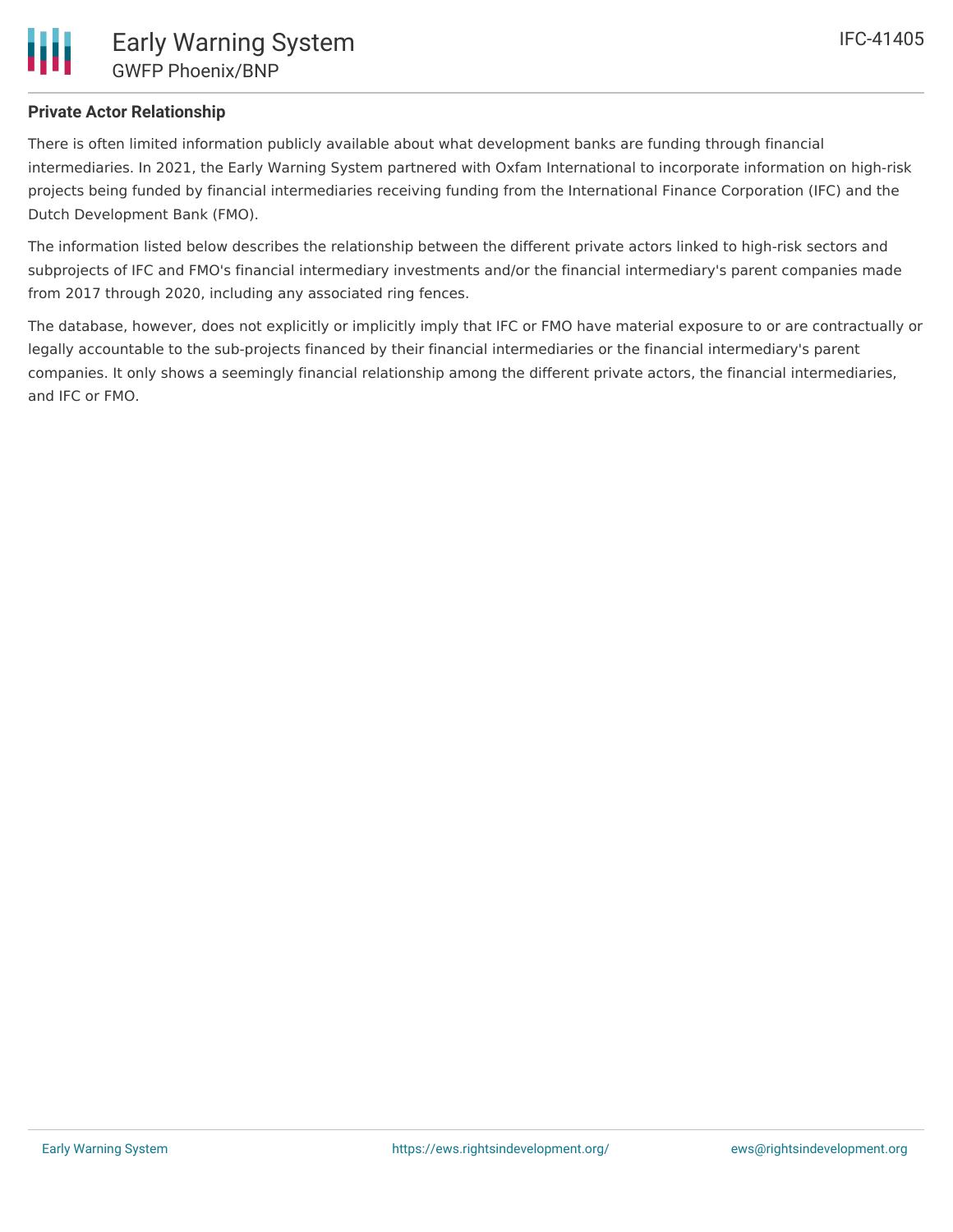**Private Actor Relationship**

There is often limited information publicly available about what development banks are funding through financial intermediaries. In 2021, the Early Warning System partnered with Oxfam International to incorporate information on high-risk projects being funded by financial intermediaries receiving funding from the International Finance Corporation (IFC) and the Dutch Development Bank (FMO).

The information listed below describes the relationship between the different private actors linked to high-risk sectors and subprojects of IFC and FMO's financial intermediary investments and/or the financial intermediary's parent companies made from 2017 through 2020, including any associated ring fences.

The database, however, does not explicitly or implicitly imply that IFC or FMO have material exposure to or are contractually or legally accountable to the sub-projects financed by their financial intermediaries or the financial intermediary's parent companies. It only shows a seemingly financial relationship among the different private actors, the financial intermediaries, and IFC or FMO.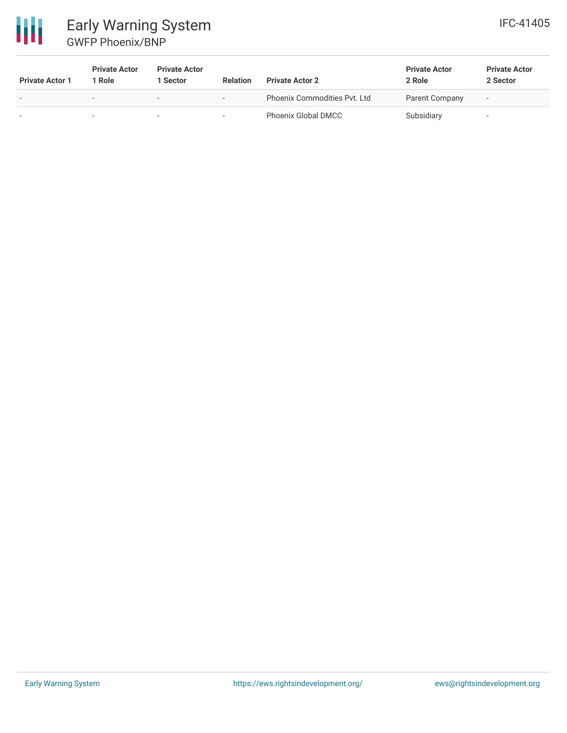| Private Actor 1 | Private Actor 1 Role | Private Actor 1 Sector | Relation | Private Actor 2 | Private Actor 2 Role | Private Actor 2 Sector |
| --- | --- | --- | --- | --- | --- | --- |
| - | - | - | - | Phoenix Commodities Pvt. Ltd | Parent Company | - |
| - | - | - | - | Phoenix Global DMCC | Subsidiary | - |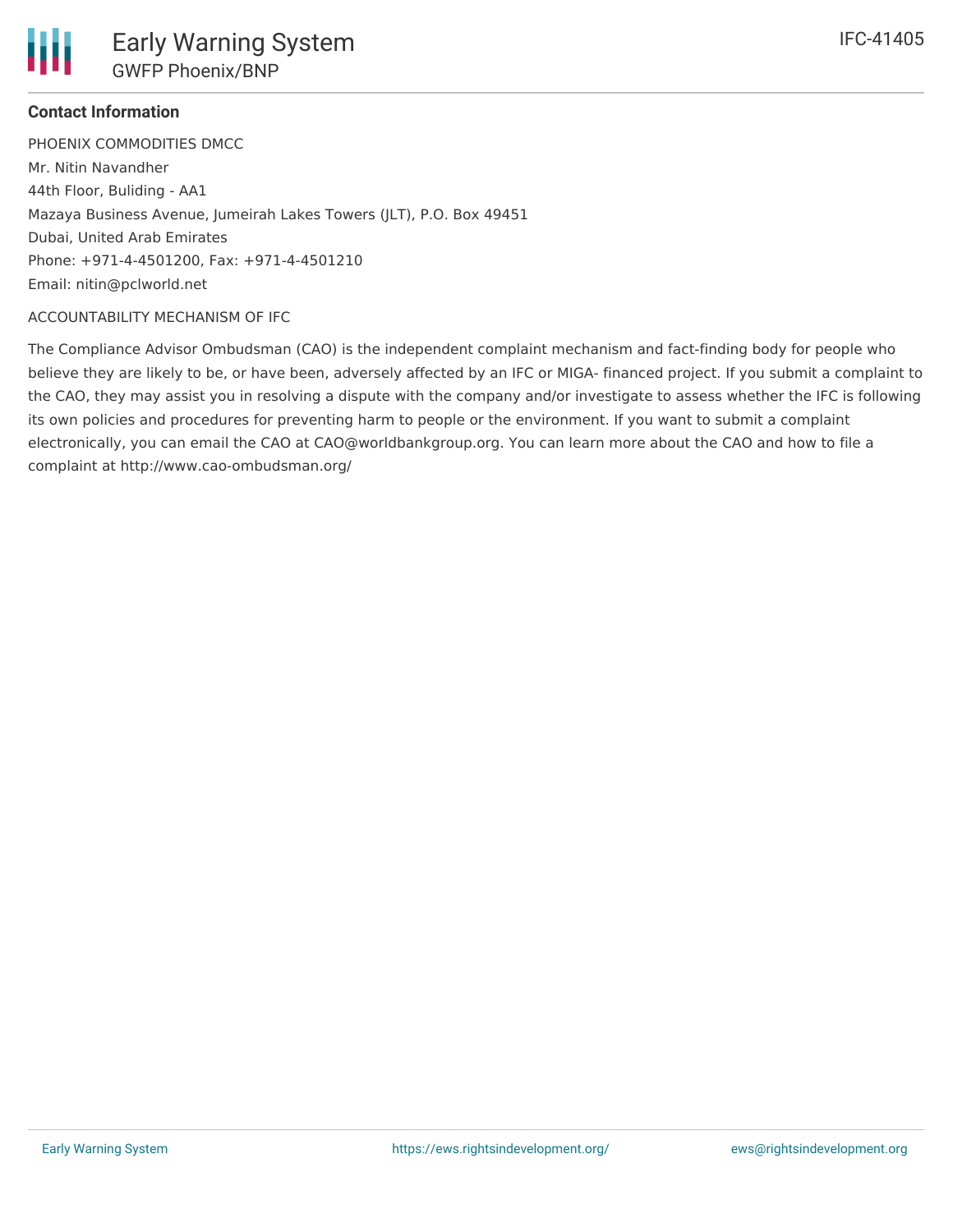### Contact Information

PHOENIX COMMODITIES DMCC
Mr. Nitin Navandher
44th Floor, Buliding - AA1
Mazaya Business Avenue, Jumeirah Lakes Towers (JLT), P.O. Box 49451
Dubai, United Arab Emirates
Phone: +971-4-4501200, Fax: +971-4-4501210
Email: nitin@pclworld.net

ACCOUNTABILITY MECHANISM OF IFC

The Compliance Advisor Ombudsman (CAO) is the independent complaint mechanism and fact-finding body for people who believe they are likely to be, or have been, adversely affected by an IFC or MIGA- financed project. If you submit a complaint to the CAO, they may assist you in resolving a dispute with the company and/or investigate to assess whether the IFC is following its own policies and procedures for preventing harm to people or the environment. If you want to submit a complaint electronically, you can email the CAO at CAO@worldbankgroup.org. You can learn more about the CAO and how to file a complaint at http://www.cao-ombudsman.org/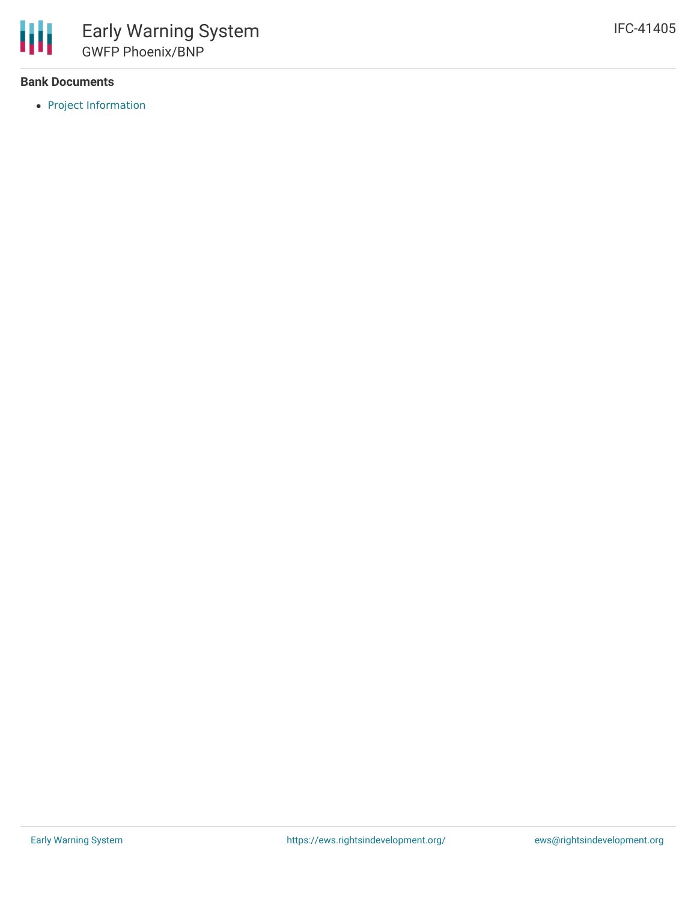**Bank Documents**

- Project Information